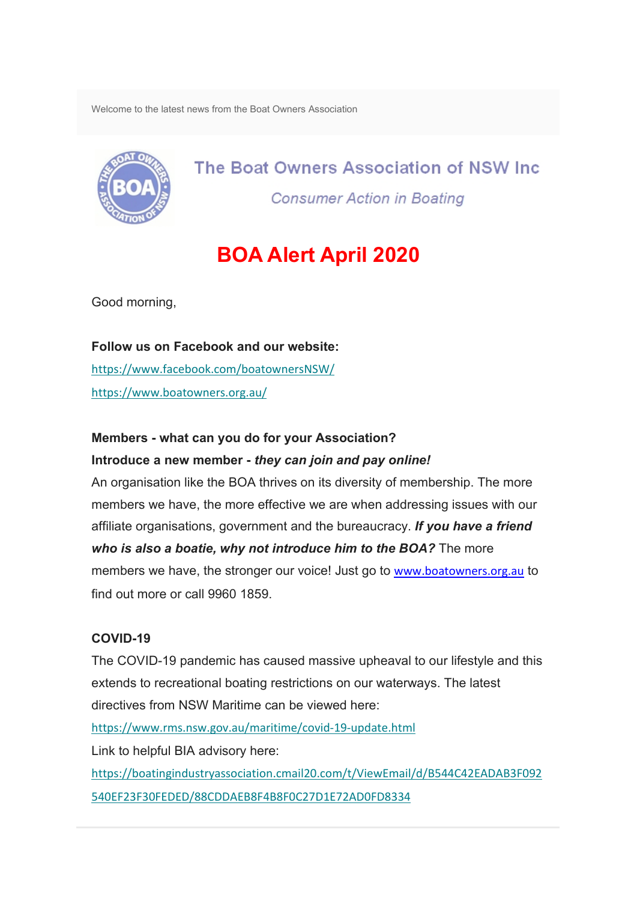Welcome to the latest news from the Boat Owners Association

The Boat Owners Association of NSW Inc

*Consumer Action in Boating*

# BOA Alert April 2020

Good morning,

**Follow us on Facebook and our website:**

https://www.facebook.com/boatownersNSW/

https://www.boatowners.org.au/

**Members - what can you do for your Association?**

**Introduce a new member - *they can join and pay online!***

An organisation like the BOA thrives on its diversity of membership. The more members we have, the more effective we are when addressing issues with our affiliate organisations, government and the bureaucracy. ***If you have a friend who is also a boatie, why not introduce him to the BOA?*** The more members we have, the stronger our voice! Just go to www.boatowners.org.au to find out more or call 9960 1859.

**COVID-19**

The COVID-19 pandemic has caused massive upheaval to our lifestyle and this extends to recreational boating restrictions on our waterways. The latest directives from NSW Maritime can be viewed here:

https://www.rms.nsw.gov.au/maritime/covid-19-update.html

Link to helpful BIA advisory here:

https://boatingindustryassociation.cmail20.com/t/ViewEmail/d/B544C42EADAB3F092540EF23F30FEDED/88CDDAEB8F4B8F0C27D1E72AD0FD8334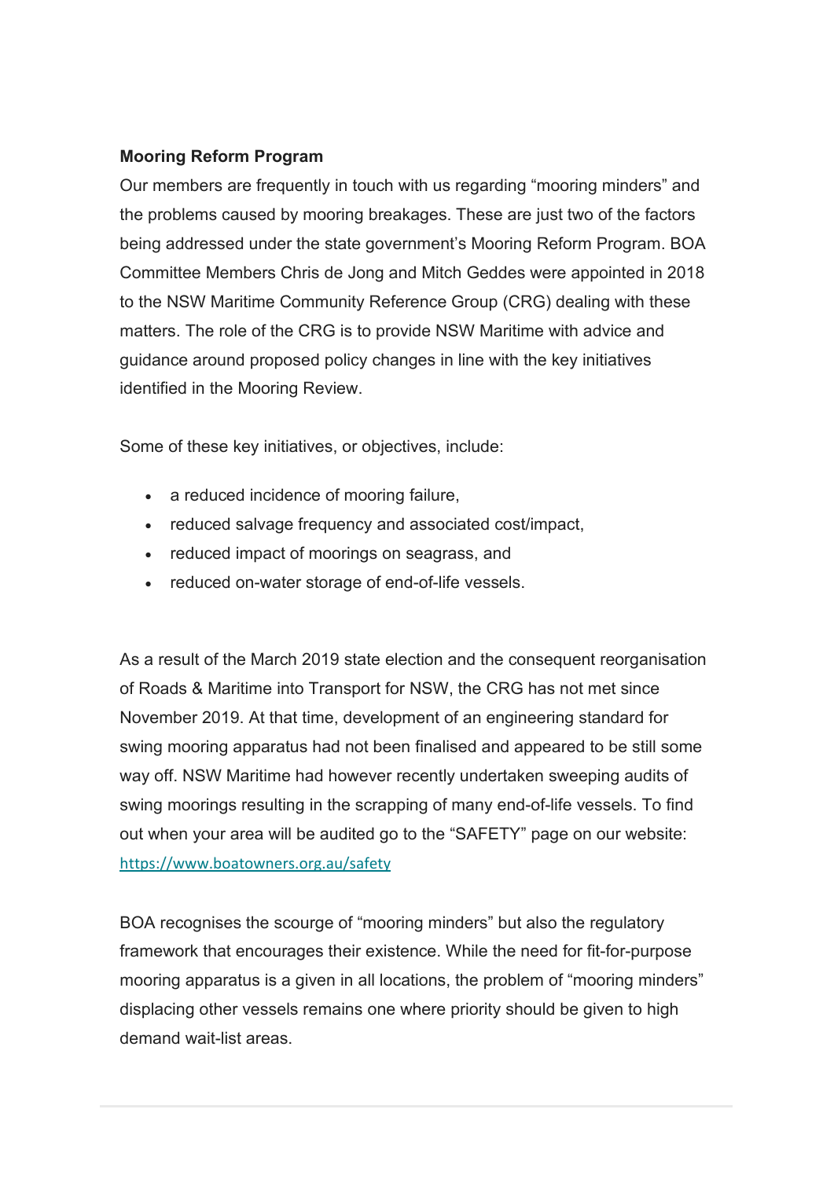**Mooring Reform Program**

Our members are frequently in touch with us regarding "mooring minders" and the problems caused by mooring breakages. These are just two of the factors being addressed under the state government's Mooring Reform Program. BOA Committee Members Chris de Jong and Mitch Geddes were appointed in 2018 to the NSW Maritime Community Reference Group (CRG) dealing with these matters. The role of the CRG is to provide NSW Maritime with advice and guidance around proposed policy changes in line with the key initiatives identified in the Mooring Review.

Some of these key initiatives, or objectives, include:

- a reduced incidence of mooring failure,
- reduced salvage frequency and associated cost/impact,
- reduced impact of moorings on seagrass, and
- reduced on-water storage of end-of-life vessels.

As a result of the March 2019 state election and the consequent reorganisation of Roads & Maritime into Transport for NSW, the CRG has not met since November 2019. At that time, development of an engineering standard for swing mooring apparatus had not been finalised and appeared to be still some way off. NSW Maritime had however recently undertaken sweeping audits of swing moorings resulting in the scrapping of many end-of-life vessels. To find out when your area will be audited go to the "SAFETY" page on our website: https://www.boatowners.org.au/safety

BOA recognises the scourge of "mooring minders" but also the regulatory framework that encourages their existence. While the need for fit-for-purpose mooring apparatus is a given in all locations, the problem of "mooring minders" displacing other vessels remains one where priority should be given to high demand wait-list areas.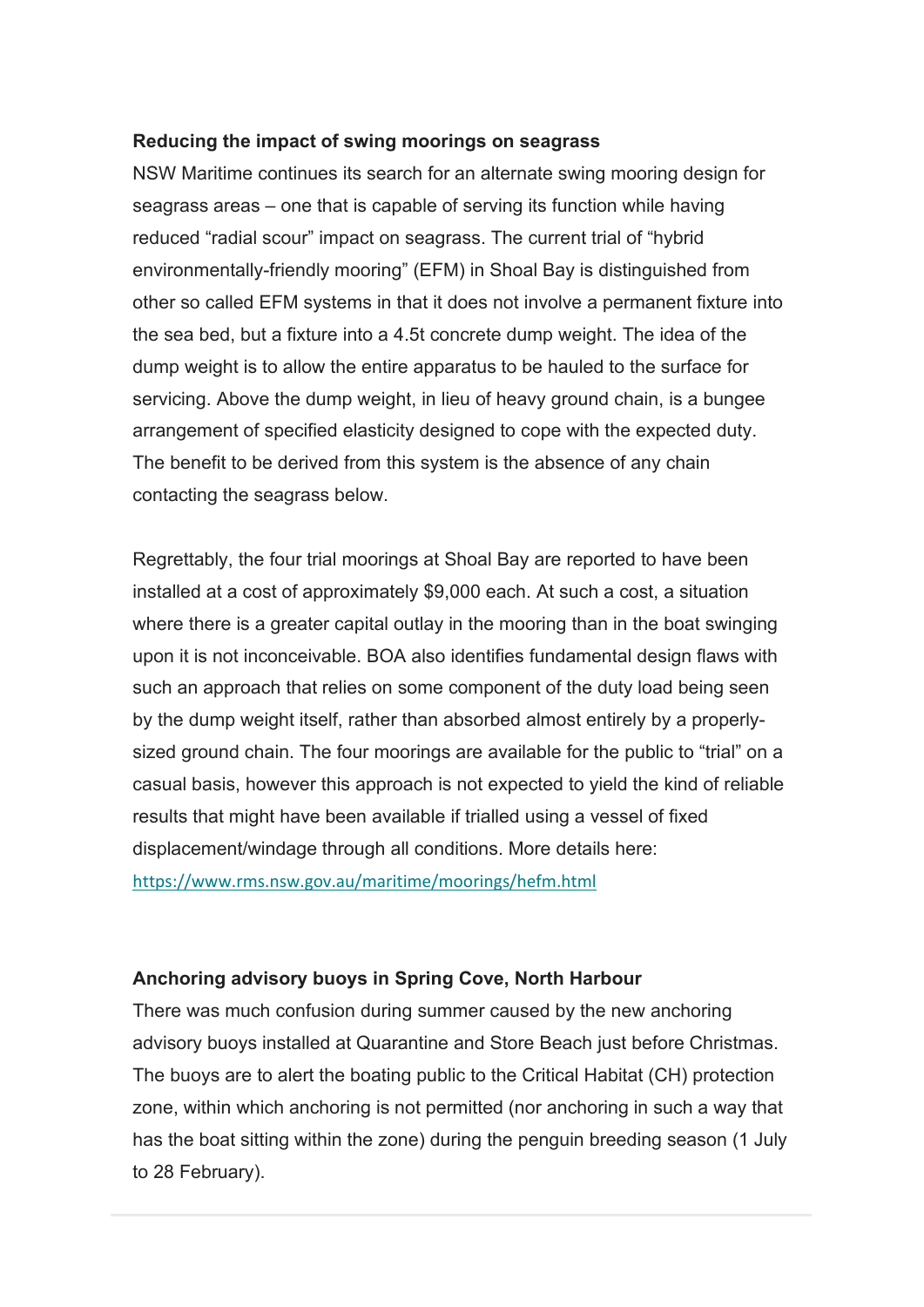**Reducing the impact of swing moorings on seagrass**

NSW Maritime continues its search for an alternate swing mooring design for seagrass areas – one that is capable of serving its function while having reduced "radial scour" impact on seagrass. The current trial of "hybrid environmentally-friendly mooring" (EFM) in Shoal Bay is distinguished from other so called EFM systems in that it does not involve a permanent fixture into the sea bed, but a fixture into a 4.5t concrete dump weight. The idea of the dump weight is to allow the entire apparatus to be hauled to the surface for servicing. Above the dump weight, in lieu of heavy ground chain, is a bungee arrangement of specified elasticity designed to cope with the expected duty. The benefit to be derived from this system is the absence of any chain contacting the seagrass below.

Regrettably, the four trial moorings at Shoal Bay are reported to have been installed at a cost of approximately $9,000 each. At such a cost, a situation where there is a greater capital outlay in the mooring than in the boat swinging upon it is not inconceivable. BOA also identifies fundamental design flaws with such an approach that relies on some component of the duty load being seen by the dump weight itself, rather than absorbed almost entirely by a properly-sized ground chain. The four moorings are available for the public to "trial" on a casual basis, however this approach is not expected to yield the kind of reliable results that might have been available if trialled using a vessel of fixed displacement/windage through all conditions. More details here: https://www.rms.nsw.gov.au/maritime/moorings/hefm.html

**Anchoring advisory buoys in Spring Cove, North Harbour**

There was much confusion during summer caused by the new anchoring advisory buoys installed at Quarantine and Store Beach just before Christmas. The buoys are to alert the boating public to the Critical Habitat (CH) protection zone, within which anchoring is not permitted (nor anchoring in such a way that has the boat sitting within the zone) during the penguin breeding season (1 July to 28 February).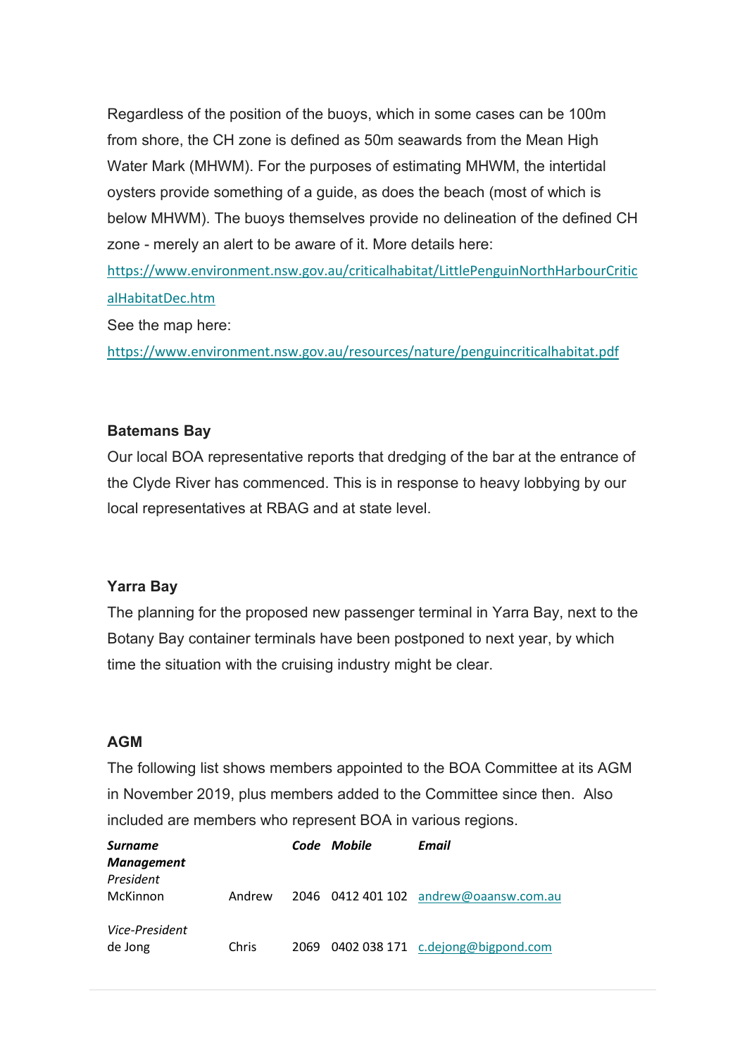Regardless of the position of the buoys, which in some cases can be 100m from shore, the CH zone is defined as 50m seawards from the Mean High Water Mark (MHWM). For the purposes of estimating MHWM, the intertidal oysters provide something of a guide, as does the beach (most of which is below MHWM). The buoys themselves provide no delineation of the defined CH zone - merely an alert to be aware of it. More details here:

https://www.environment.nsw.gov.au/criticalhabitat/LittlePenguinNorthHarbourCriticalHabitatDec.htm

See the map here:

https://www.environment.nsw.gov.au/resources/nature/penguincriticalhabitat.pdf

**Batemans Bay**

Our local BOA representative reports that dredging of the bar at the entrance of the Clyde River has commenced. This is in response to heavy lobbying by our local representatives at RBAG and at state level.

**Yarra Bay**

The planning for the proposed new passenger terminal in Yarra Bay, next to the Botany Bay container terminals have been postponed to next year, by which time the situation with the cruising industry might be clear.

**AGM**

The following list shows members appointed to the BOA Committee at its AGM in November 2019, plus members added to the Committee since then. Also included are members who represent BOA in various regions.

| ***Surname*** | | ***Code*** | ***Mobile*** | ***Email*** |
|---|---|---|---|---|
| ***Management*** | | | | |
| *President* | | | | |
| McKinnon | Andrew | 2046 | 0412 401 102 | andrew@oaansw.com.au |
| *Vice-President* | | | | |
| de Jong | Chris | 2069 | 0402 038 171 | c.dejong@bigpond.com |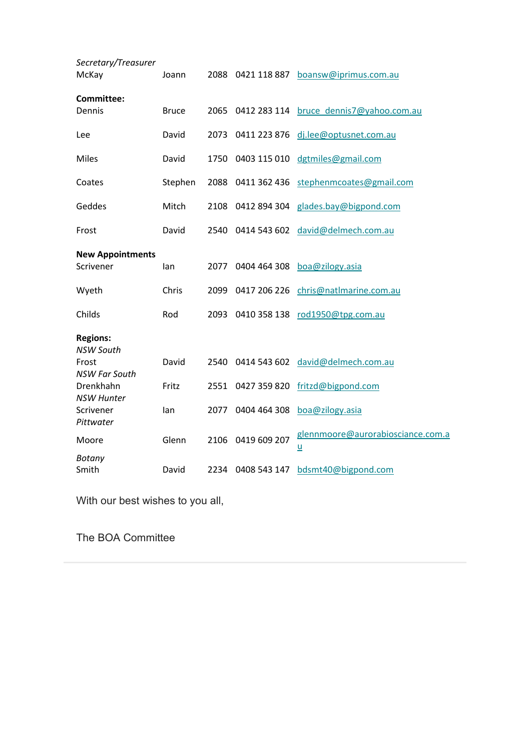| | | | | |
|---|---|---|---|---|
| *Secretary/Treasurer* | | | | |
| McKay | Joann | 2088 | 0421 118 887 | boansw@iprimus.com.au |
| **Committee:** | | | | |
| Dennis | Bruce | 2065 | 0412 283 114 | bruce_dennis7@yahoo.com.au |
| Lee | David | 2073 | 0411 223 876 | dj.lee@optusnet.com.au |
| Miles | David | 1750 | 0403 115 010 | dgtmiles@gmail.com |
| Coates | Stephen | 2088 | 0411 362 436 | stephenmcoates@gmail.com |
| Geddes | Mitch | 2108 | 0412 894 304 | glades.bay@bigpond.com |
| Frost | David | 2540 | 0414 543 602 | david@delmech.com.au |
| **New Appointments** | | | | |
| Scrivener | Ian | 2077 | 0404 464 308 | boa@zilogy.asia |
| Wyeth | Chris | 2099 | 0417 206 226 | chris@natlmarine.com.au |
| Childs | Rod | 2093 | 0410 358 138 | rod1950@tpg.com.au |
| **Regions:** | | | | |
| *NSW South* | | | | |
| Frost | David | 2540 | 0414 543 602 | david@delmech.com.au |
| *NSW Far South* | | | | |
| Drenkhahn | Fritz | 2551 | 0427 359 820 | fritzd@bigpond.com |
| *NSW Hunter* | | | | |
| Scrivener | Ian | 2077 | 0404 464 308 | boa@zilogy.asia |
| *Pittwater* | | | | |
| Moore | Glenn | 2106 | 0419 609 207 | glennmoore@aurorabiosciance.com.au |
| *Botany* | | | | |
| Smith | David | 2234 | 0408 543 147 | bdsmt40@bigpond.com |

With our best wishes to you all,

The BOA Committee